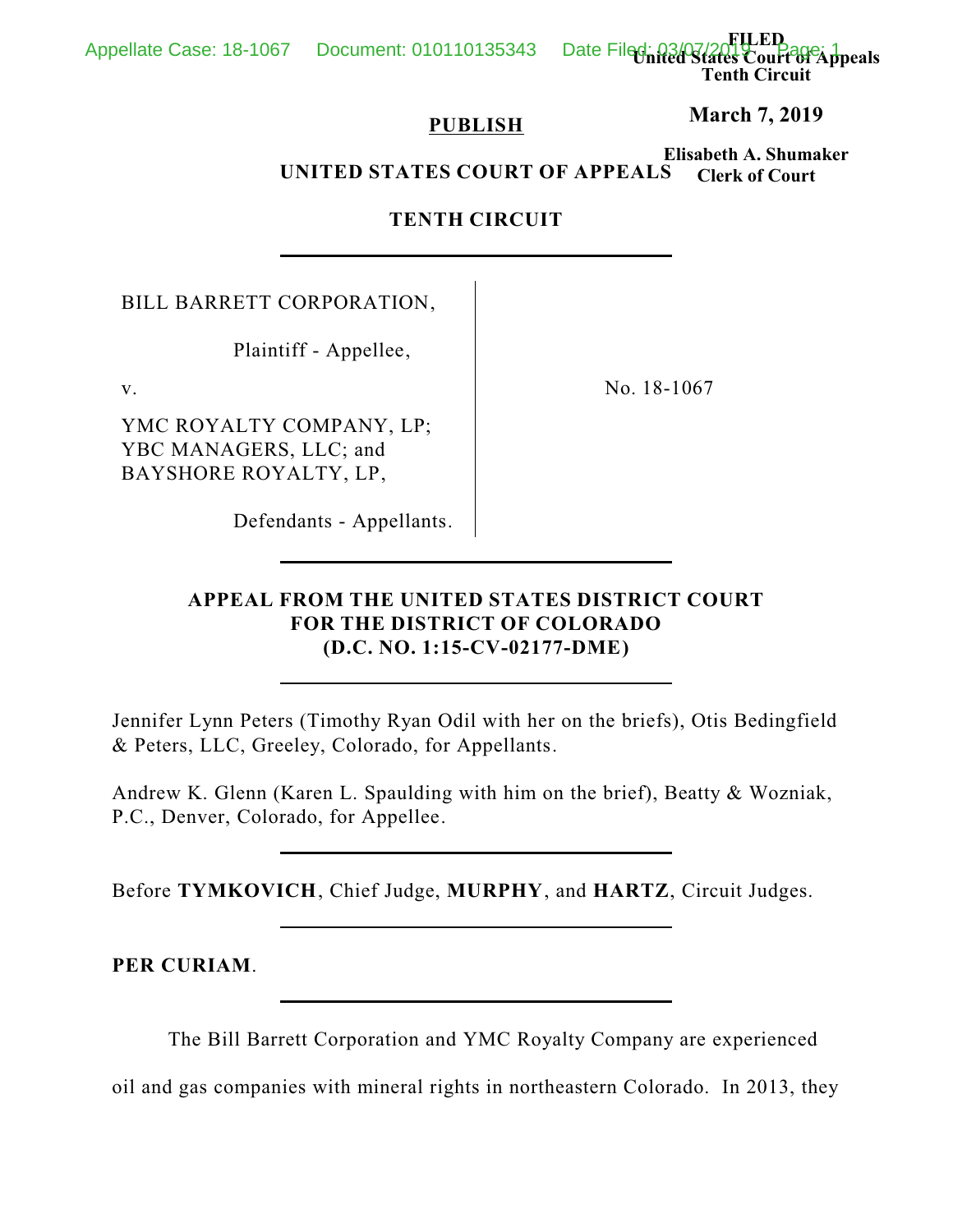FILED
United States Court of Appeals
Tenth Circuit

March 7, 2019

Elisabeth A. Shumaker
Clerk of Court

**PUBLISH**

**UNITED STATES COURT OF APPEALS**

**TENTH CIRCUIT**

BILL BARRETT CORPORATION,

Plaintiff - Appellee,

v.

YMC ROYALTY COMPANY, LP; YBC MANAGERS, LLC; and BAYSHORE ROYALTY, LP,

Defendants - Appellants.

No. 18-1067

**APPEAL FROM THE UNITED STATES DISTRICT COURT FOR THE DISTRICT OF COLORADO (D.C. NO. 1:15-CV-02177-DME)**

Jennifer Lynn Peters (Timothy Ryan Odil with her on the briefs), Otis Bedingfield & Peters, LLC, Greeley, Colorado, for Appellants.

Andrew K. Glenn (Karen L. Spaulding with him on the brief), Beatty & Wozniak, P.C., Denver, Colorado, for Appellee.

Before **TYMKOVICH**, Chief Judge, **MURPHY**, and **HARTZ**, Circuit Judges.

**PER CURIAM**.

The Bill Barrett Corporation and YMC Royalty Company are experienced oil and gas companies with mineral rights in northeastern Colorado. In 2013, they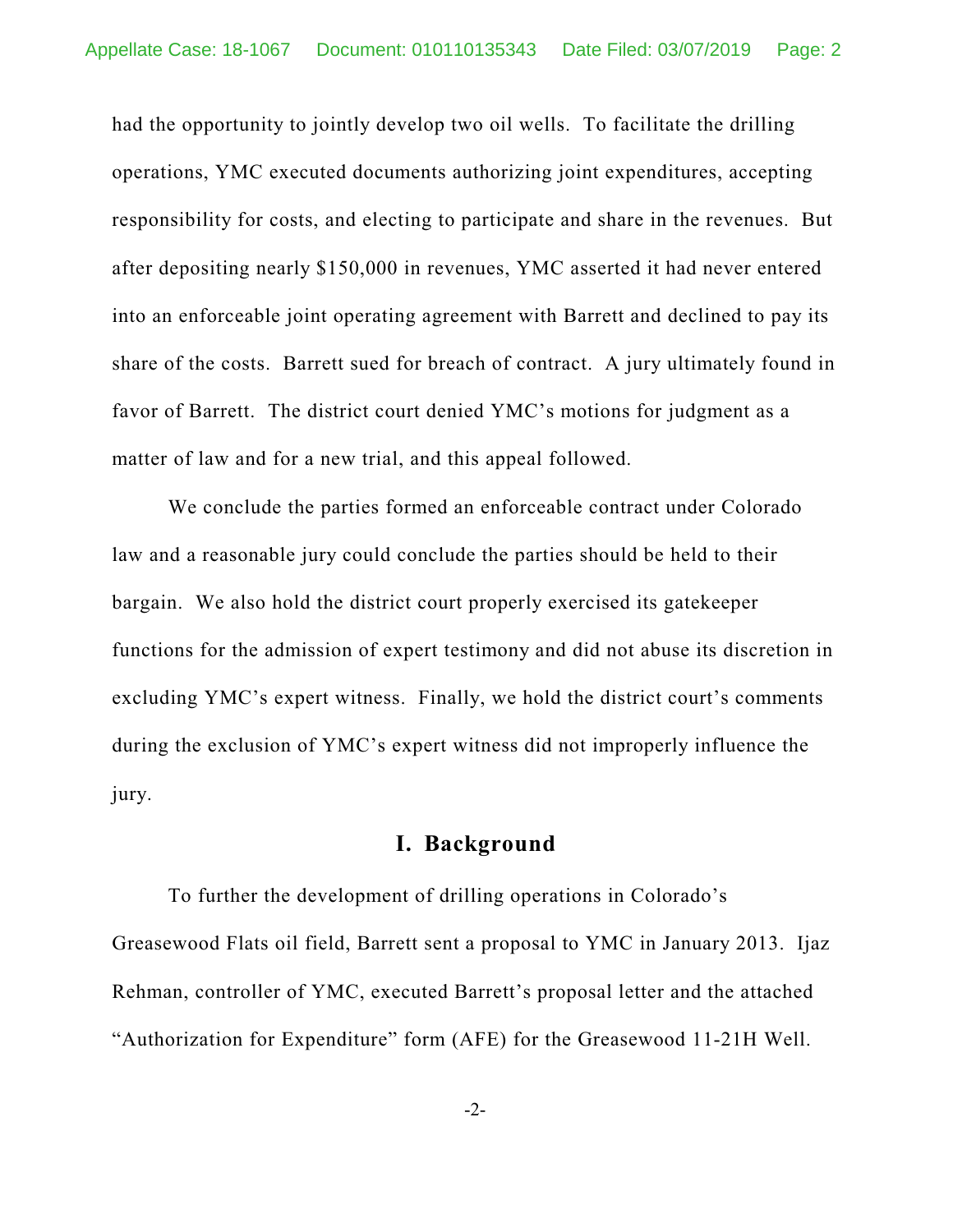had the opportunity to jointly develop two oil wells. To facilitate the drilling operations, YMC executed documents authorizing joint expenditures, accepting responsibility for costs, and electing to participate and share in the revenues. But after depositing nearly $150,000 in revenues, YMC asserted it had never entered into an enforceable joint operating agreement with Barrett and declined to pay its share of the costs. Barrett sued for breach of contract. A jury ultimately found in favor of Barrett. The district court denied YMC's motions for judgment as a matter of law and for a new trial, and this appeal followed.

We conclude the parties formed an enforceable contract under Colorado law and a reasonable jury could conclude the parties should be held to their bargain. We also hold the district court properly exercised its gatekeeper functions for the admission of expert testimony and did not abuse its discretion in excluding YMC's expert witness. Finally, we hold the district court's comments during the exclusion of YMC's expert witness did not improperly influence the jury.

## I. Background

To further the development of drilling operations in Colorado's Greasewood Flats oil field, Barrett sent a proposal to YMC in January 2013. Ijaz Rehman, controller of YMC, executed Barrett's proposal letter and the attached "Authorization for Expenditure" form (AFE) for the Greasewood 11-21H Well.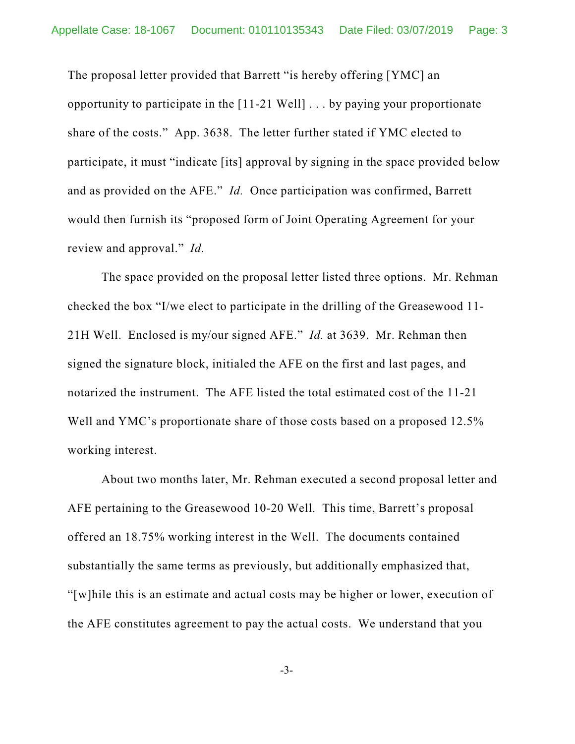The proposal letter provided that Barrett "is hereby offering [YMC] an opportunity to participate in the [11-21 Well] . . . by paying your proportionate share of the costs." App. 3638. The letter further stated if YMC elected to participate, it must "indicate [its] approval by signing in the space provided below and as provided on the AFE." *Id.* Once participation was confirmed, Barrett would then furnish its "proposed form of Joint Operating Agreement for your review and approval." *Id.*

The space provided on the proposal letter listed three options. Mr. Rehman checked the box "I/we elect to participate in the drilling of the Greasewood 11-21H Well. Enclosed is my/our signed AFE." *Id.* at 3639. Mr. Rehman then signed the signature block, initialed the AFE on the first and last pages, and notarized the instrument. The AFE listed the total estimated cost of the 11-21 Well and YMC's proportionate share of those costs based on a proposed 12.5% working interest.

About two months later, Mr. Rehman executed a second proposal letter and AFE pertaining to the Greasewood 10-20 Well. This time, Barrett's proposal offered an 18.75% working interest in the Well. The documents contained substantially the same terms as previously, but additionally emphasized that, "[w]hile this is an estimate and actual costs may be higher or lower, execution of the AFE constitutes agreement to pay the actual costs. We understand that you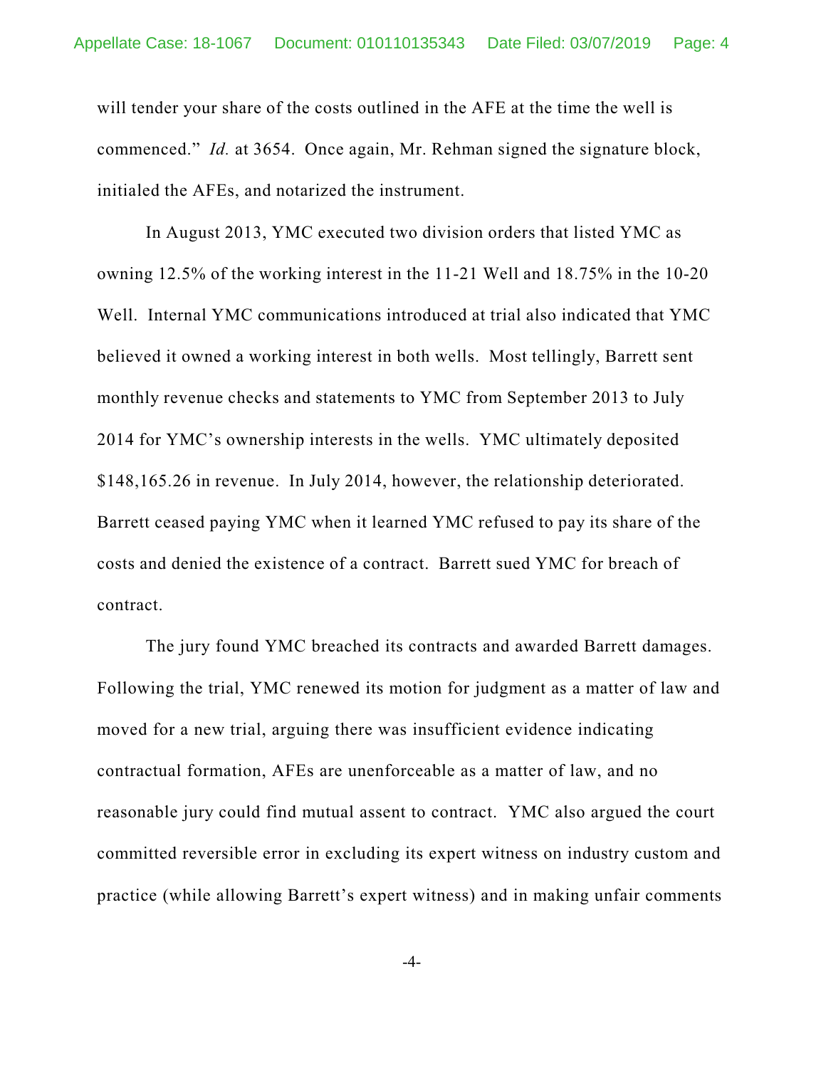will tender your share of the costs outlined in the AFE at the time the well is commenced." *Id.* at 3654. Once again, Mr. Rehman signed the signature block, initialed the AFEs, and notarized the instrument.

In August 2013, YMC executed two division orders that listed YMC as owning 12.5% of the working interest in the 11-21 Well and 18.75% in the 10-20 Well. Internal YMC communications introduced at trial also indicated that YMC believed it owned a working interest in both wells. Most tellingly, Barrett sent monthly revenue checks and statements to YMC from September 2013 to July 2014 for YMC's ownership interests in the wells. YMC ultimately deposited $148,165.26 in revenue. In July 2014, however, the relationship deteriorated. Barrett ceased paying YMC when it learned YMC refused to pay its share of the costs and denied the existence of a contract. Barrett sued YMC for breach of contract.

The jury found YMC breached its contracts and awarded Barrett damages. Following the trial, YMC renewed its motion for judgment as a matter of law and moved for a new trial, arguing there was insufficient evidence indicating contractual formation, AFEs are unenforceable as a matter of law, and no reasonable jury could find mutual assent to contract. YMC also argued the court committed reversible error in excluding its expert witness on industry custom and practice (while allowing Barrett's expert witness) and in making unfair comments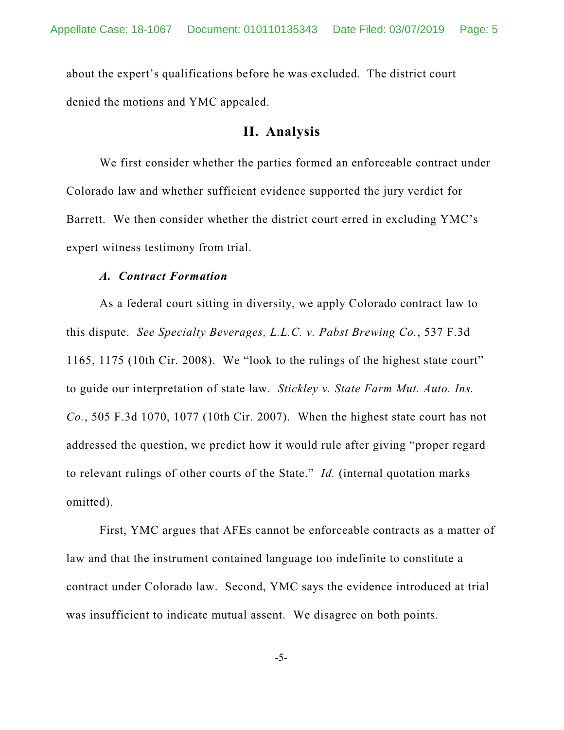about the expert's qualifications before he was excluded. The district court denied the motions and YMC appealed.

## II. Analysis

We first consider whether the parties formed an enforceable contract under Colorado law and whether sufficient evidence supported the jury verdict for Barrett. We then consider whether the district court erred in excluding YMC's expert witness testimony from trial.

### *A. Contract Formation*

As a federal court sitting in diversity, we apply Colorado contract law to this dispute. *See Specialty Beverages, L.L.C. v. Pabst Brewing Co.*, 537 F.3d 1165, 1175 (10th Cir. 2008). We "look to the rulings of the highest state court" to guide our interpretation of state law. *Stickley v. State Farm Mut. Auto. Ins. Co.*, 505 F.3d 1070, 1077 (10th Cir. 2007). When the highest state court has not addressed the question, we predict how it would rule after giving "proper regard to relevant rulings of other courts of the State." *Id.* (internal quotation marks omitted).

First, YMC argues that AFEs cannot be enforceable contracts as a matter of law and that the instrument contained language too indefinite to constitute a contract under Colorado law. Second, YMC says the evidence introduced at trial was insufficient to indicate mutual assent. We disagree on both points.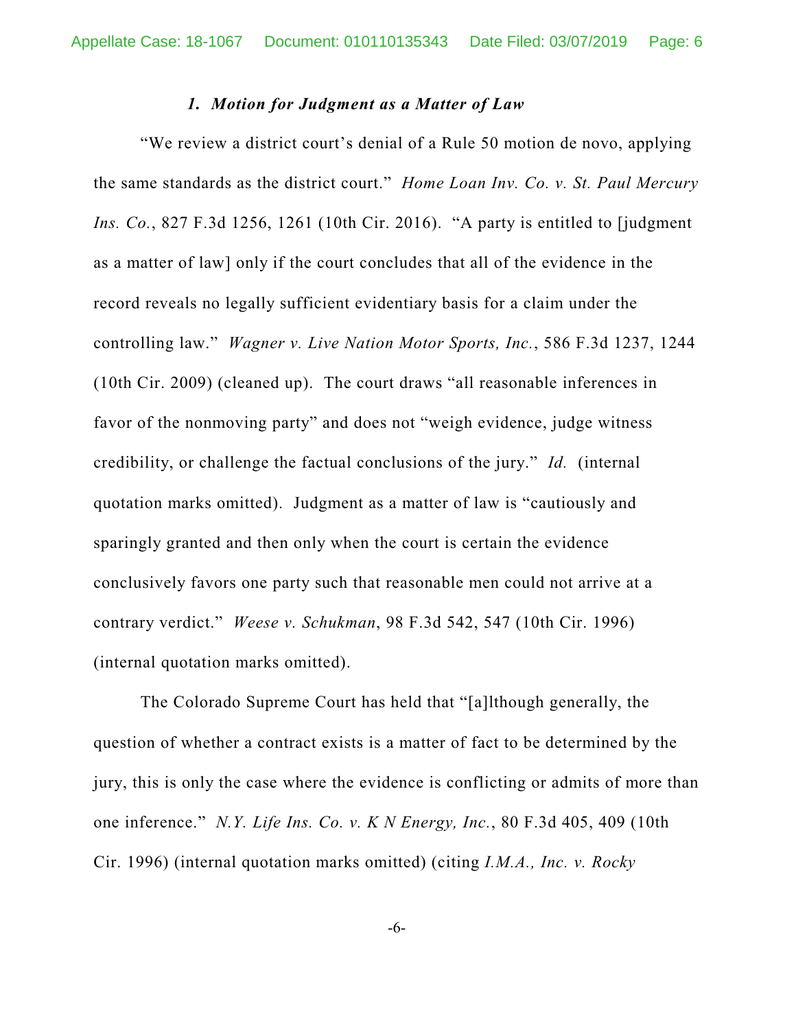### 1. *Motion for Judgment as a Matter of Law*

"We review a district court's denial of a Rule 50 motion de novo, applying the same standards as the district court." *Home Loan Inv. Co. v. St. Paul Mercury Ins. Co.*, 827 F.3d 1256, 1261 (10th Cir. 2016). "A party is entitled to [judgment as a matter of law] only if the court concludes that all of the evidence in the record reveals no legally sufficient evidentiary basis for a claim under the controlling law." *Wagner v. Live Nation Motor Sports, Inc.*, 586 F.3d 1237, 1244 (10th Cir. 2009) (cleaned up). The court draws "all reasonable inferences in favor of the nonmoving party" and does not "weigh evidence, judge witness credibility, or challenge the factual conclusions of the jury." *Id.* (internal quotation marks omitted). Judgment as a matter of law is "cautiously and sparingly granted and then only when the court is certain the evidence conclusively favors one party such that reasonable men could not arrive at a contrary verdict." *Weese v. Schukman*, 98 F.3d 542, 547 (10th Cir. 1996) (internal quotation marks omitted).

The Colorado Supreme Court has held that "[a]lthough generally, the question of whether a contract exists is a matter of fact to be determined by the jury, this is only the case where the evidence is conflicting or admits of more than one inference." *N.Y. Life Ins. Co. v. K N Energy, Inc.*, 80 F.3d 405, 409 (10th Cir. 1996) (internal quotation marks omitted) (citing *I.M.A., Inc. v. Rocky*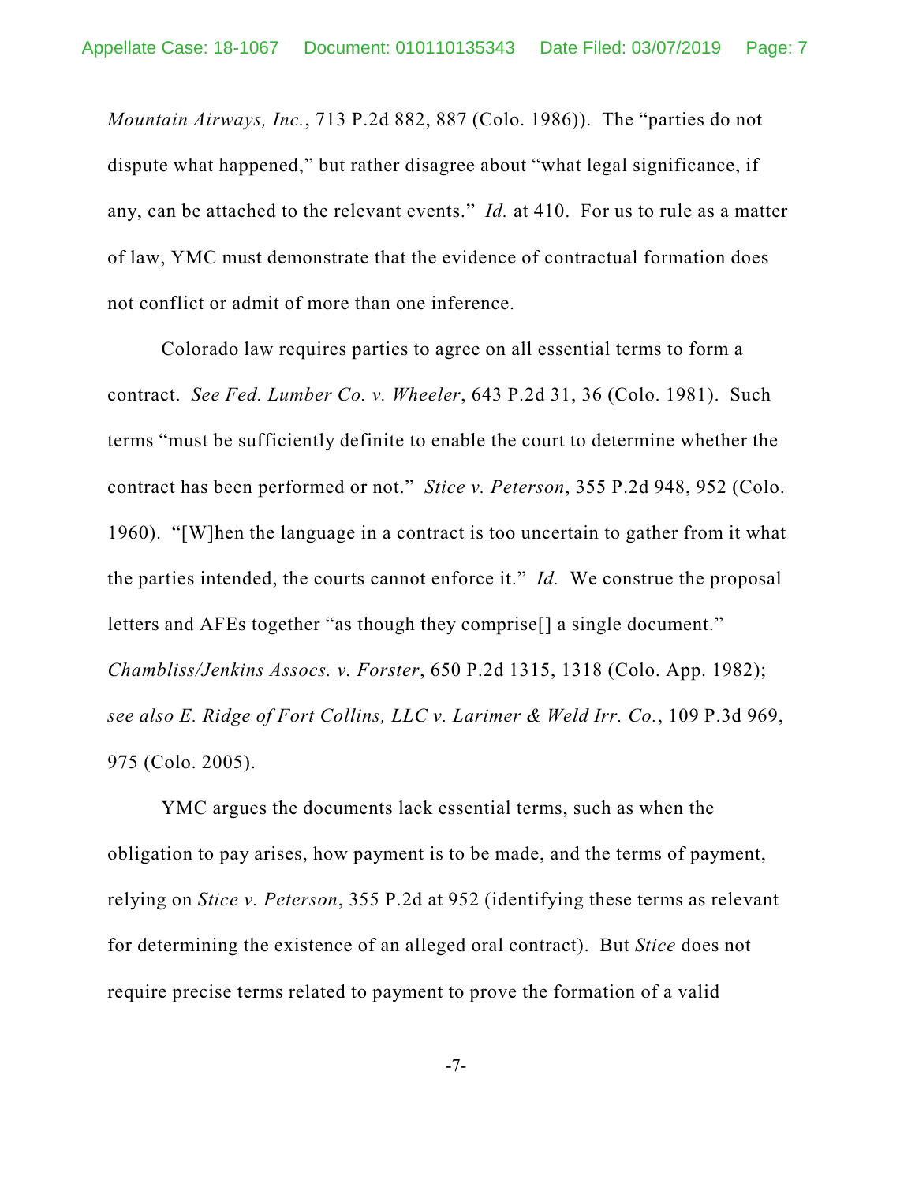*Mountain Airways, Inc.*, 713 P.2d 882, 887 (Colo. 1986)). The "parties do not dispute what happened," but rather disagree about "what legal significance, if any, can be attached to the relevant events." *Id.* at 410. For us to rule as a matter of law, YMC must demonstrate that the evidence of contractual formation does not conflict or admit of more than one inference.

Colorado law requires parties to agree on all essential terms to form a contract. *See Fed. Lumber Co. v. Wheeler*, 643 P.2d 31, 36 (Colo. 1981). Such terms "must be sufficiently definite to enable the court to determine whether the contract has been performed or not." *Stice v. Peterson*, 355 P.2d 948, 952 (Colo. 1960). "[W]hen the language in a contract is too uncertain to gather from it what the parties intended, the courts cannot enforce it." *Id.* We construe the proposal letters and AFEs together "as though they comprise[] a single document." *Chambliss/Jenkins Assocs. v. Forster*, 650 P.2d 1315, 1318 (Colo. App. 1982); *see also E. Ridge of Fort Collins, LLC v. Larimer & Weld Irr. Co.*, 109 P.3d 969, 975 (Colo. 2005).

YMC argues the documents lack essential terms, such as when the obligation to pay arises, how payment is to be made, and the terms of payment, relying on *Stice v. Peterson*, 355 P.2d at 952 (identifying these terms as relevant for determining the existence of an alleged oral contract). But *Stice* does not require precise terms related to payment to prove the formation of a valid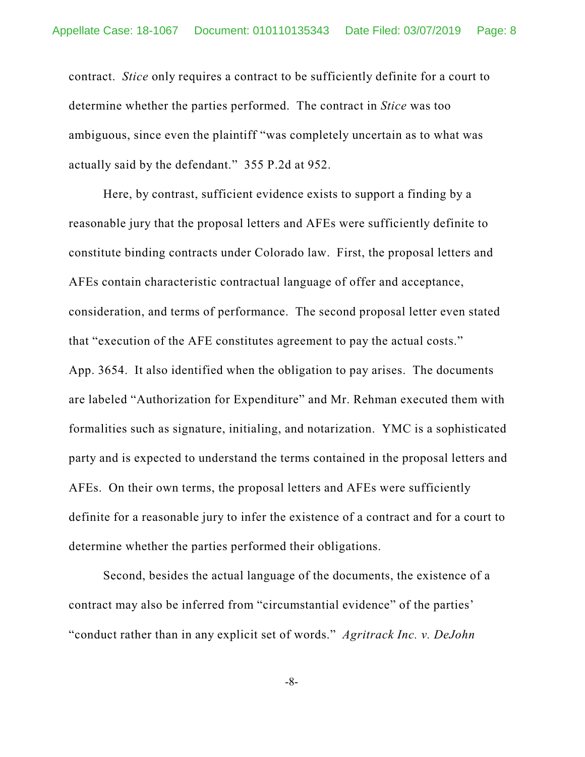contract. *Stice* only requires a contract to be sufficiently definite for a court to determine whether the parties performed. The contract in *Stice* was too ambiguous, since even the plaintiff "was completely uncertain as to what was actually said by the defendant." 355 P.2d at 952.

Here, by contrast, sufficient evidence exists to support a finding by a reasonable jury that the proposal letters and AFEs were sufficiently definite to constitute binding contracts under Colorado law. First, the proposal letters and AFEs contain characteristic contractual language of offer and acceptance, consideration, and terms of performance. The second proposal letter even stated that "execution of the AFE constitutes agreement to pay the actual costs." App. 3654. It also identified when the obligation to pay arises. The documents are labeled "Authorization for Expenditure" and Mr. Rehman executed them with formalities such as signature, initialing, and notarization. YMC is a sophisticated party and is expected to understand the terms contained in the proposal letters and AFEs. On their own terms, the proposal letters and AFEs were sufficiently definite for a reasonable jury to infer the existence of a contract and for a court to determine whether the parties performed their obligations.

Second, besides the actual language of the documents, the existence of a contract may also be inferred from "circumstantial evidence" of the parties' "conduct rather than in any explicit set of words." *Agritrack Inc. v. DeJohn*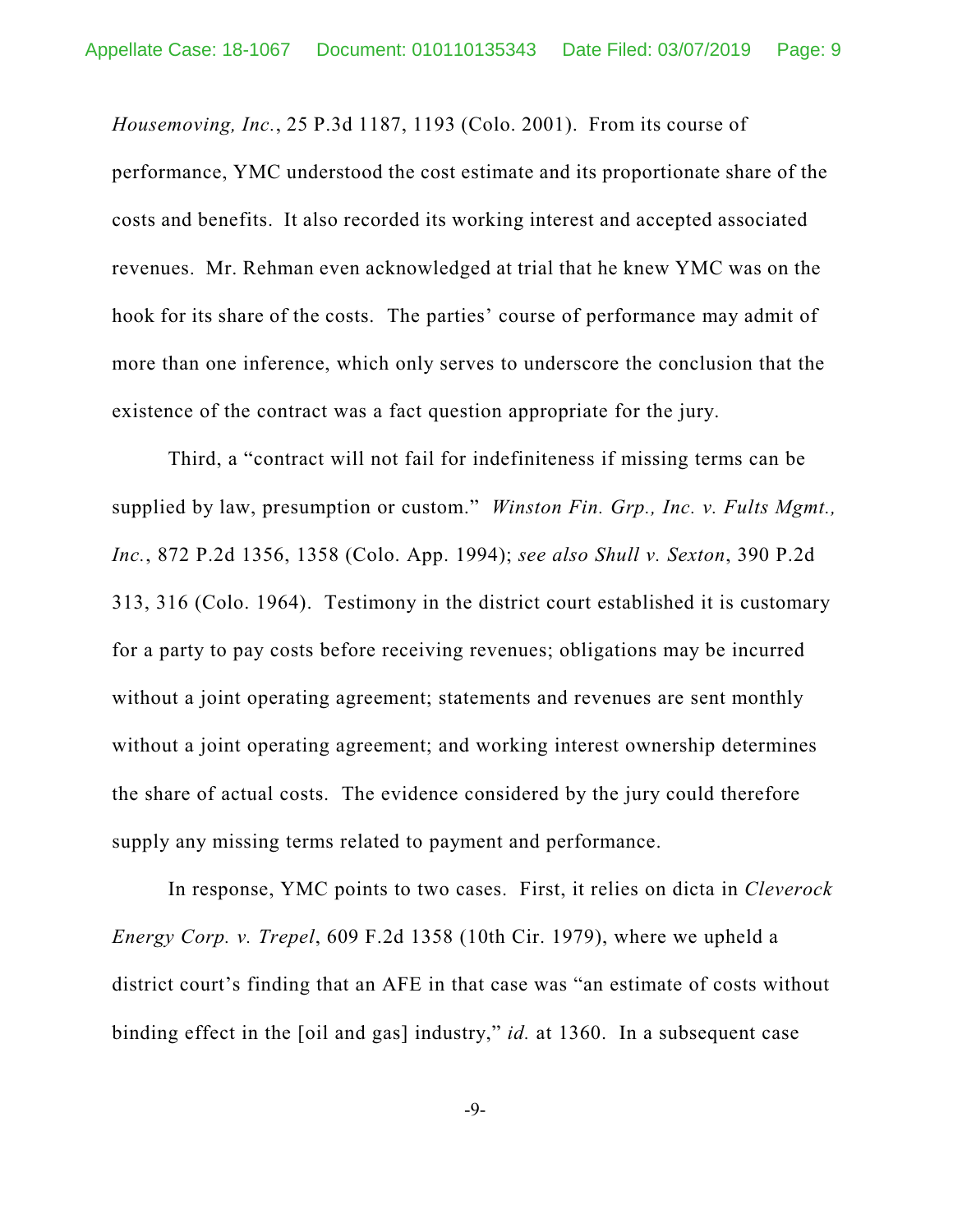*Housemoving, Inc.*, 25 P.3d 1187, 1193 (Colo. 2001). From its course of performance, YMC understood the cost estimate and its proportionate share of the costs and benefits. It also recorded its working interest and accepted associated revenues. Mr. Rehman even acknowledged at trial that he knew YMC was on the hook for its share of the costs. The parties' course of performance may admit of more than one inference, which only serves to underscore the conclusion that the existence of the contract was a fact question appropriate for the jury.

Third, a "contract will not fail for indefiniteness if missing terms can be supplied by law, presumption or custom." *Winston Fin. Grp., Inc. v. Fults Mgmt., Inc.*, 872 P.2d 1356, 1358 (Colo. App. 1994); *see also Shull v. Sexton*, 390 P.2d 313, 316 (Colo. 1964). Testimony in the district court established it is customary for a party to pay costs before receiving revenues; obligations may be incurred without a joint operating agreement; statements and revenues are sent monthly without a joint operating agreement; and working interest ownership determines the share of actual costs. The evidence considered by the jury could therefore supply any missing terms related to payment and performance.

In response, YMC points to two cases. First, it relies on dicta in *Cleverock Energy Corp. v. Trepel*, 609 F.2d 1358 (10th Cir. 1979), where we upheld a district court's finding that an AFE in that case was "an estimate of costs without binding effect in the [oil and gas] industry," *id.* at 1360. In a subsequent case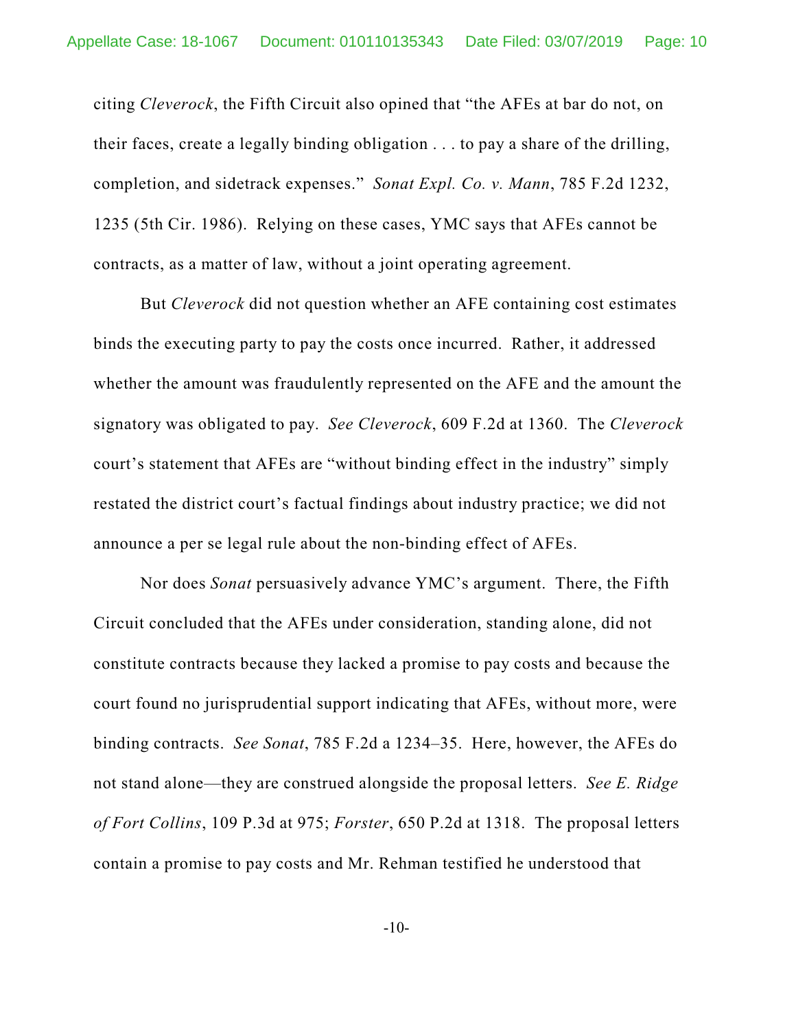citing *Cleverock*, the Fifth Circuit also opined that "the AFEs at bar do not, on their faces, create a legally binding obligation . . . to pay a share of the drilling, completion, and sidetrack expenses." *Sonat Expl. Co. v. Mann*, 785 F.2d 1232, 1235 (5th Cir. 1986). Relying on these cases, YMC says that AFEs cannot be contracts, as a matter of law, without a joint operating agreement.

But *Cleverock* did not question whether an AFE containing cost estimates binds the executing party to pay the costs once incurred. Rather, it addressed whether the amount was fraudulently represented on the AFE and the amount the signatory was obligated to pay. *See Cleverock*, 609 F.2d at 1360. The *Cleverock* court's statement that AFEs are "without binding effect in the industry" simply restated the district court's factual findings about industry practice; we did not announce a per se legal rule about the non-binding effect of AFEs.

Nor does *Sonat* persuasively advance YMC's argument. There, the Fifth Circuit concluded that the AFEs under consideration, standing alone, did not constitute contracts because they lacked a promise to pay costs and because the court found no jurisprudential support indicating that AFEs, without more, were binding contracts. *See Sonat*, 785 F.2d a 1234–35. Here, however, the AFEs do not stand alone—they are construed alongside the proposal letters. *See E. Ridge of Fort Collins*, 109 P.3d at 975; *Forster*, 650 P.2d at 1318. The proposal letters contain a promise to pay costs and Mr. Rehman testified he understood that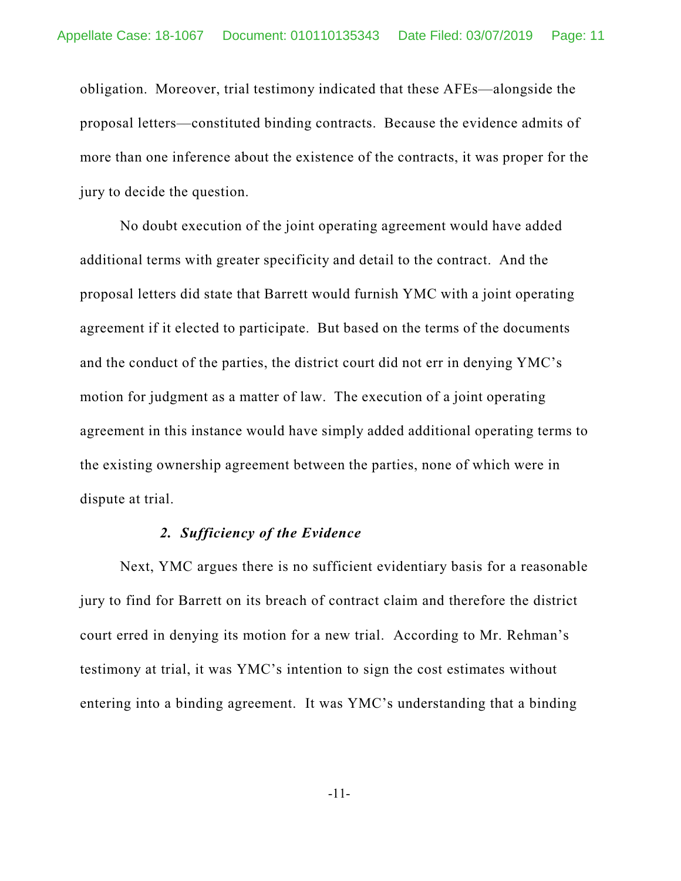obligation. Moreover, trial testimony indicated that these AFEs—alongside the proposal letters—constituted binding contracts. Because the evidence admits of more than one inference about the existence of the contracts, it was proper for the jury to decide the question.

No doubt execution of the joint operating agreement would have added additional terms with greater specificity and detail to the contract. And the proposal letters did state that Barrett would furnish YMC with a joint operating agreement if it elected to participate. But based on the terms of the documents and the conduct of the parties, the district court did not err in denying YMC's motion for judgment as a matter of law. The execution of a joint operating agreement in this instance would have simply added additional operating terms to the existing ownership agreement between the parties, none of which were in dispute at trial.

### *2. Sufficiency of the Evidence*

Next, YMC argues there is no sufficient evidentiary basis for a reasonable jury to find for Barrett on its breach of contract claim and therefore the district court erred in denying its motion for a new trial. According to Mr. Rehman's testimony at trial, it was YMC's intention to sign the cost estimates without entering into a binding agreement. It was YMC's understanding that a binding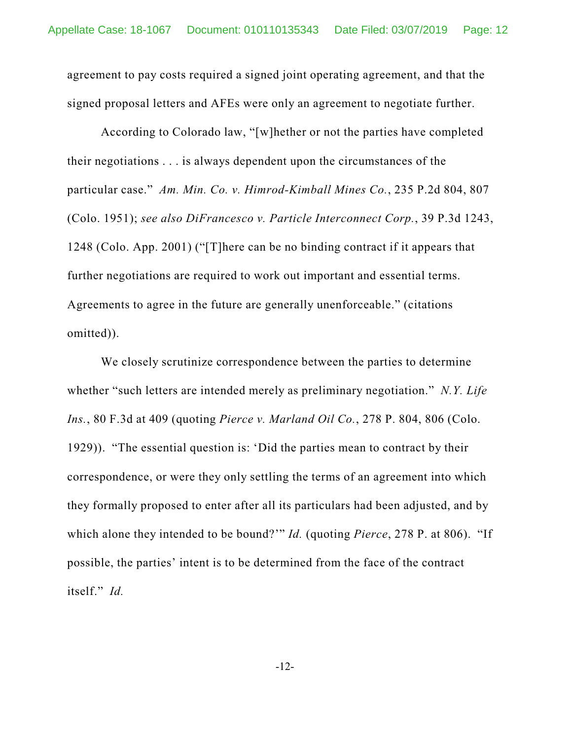agreement to pay costs required a signed joint operating agreement, and that the signed proposal letters and AFEs were only an agreement to negotiate further.

According to Colorado law, "[w]hether or not the parties have completed their negotiations . . . is always dependent upon the circumstances of the particular case." *Am. Min. Co. v. Himrod-Kimball Mines Co.*, 235 P.2d 804, 807 (Colo. 1951); *see also DiFrancesco v. Particle Interconnect Corp.*, 39 P.3d 1243, 1248 (Colo. App. 2001) ("[T]here can be no binding contract if it appears that further negotiations are required to work out important and essential terms. Agreements to agree in the future are generally unenforceable." (citations omitted)).

We closely scrutinize correspondence between the parties to determine whether "such letters are intended merely as preliminary negotiation." *N.Y. Life Ins.*, 80 F.3d at 409 (quoting *Pierce v. Marland Oil Co.*, 278 P. 804, 806 (Colo. 1929)). "The essential question is: 'Did the parties mean to contract by their correspondence, or were they only settling the terms of an agreement into which they formally proposed to enter after all its particulars had been adjusted, and by which alone they intended to be bound?'" *Id.* (quoting *Pierce*, 278 P. at 806). "If possible, the parties' intent is to be determined from the face of the contract itself." *Id.*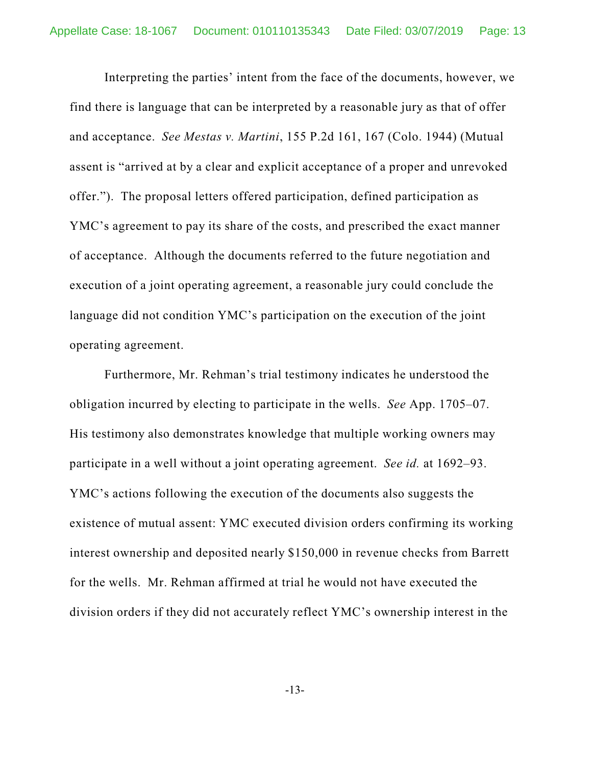Interpreting the parties' intent from the face of the documents, however, we find there is language that can be interpreted by a reasonable jury as that of offer and acceptance. *See Mestas v. Martini*, 155 P.2d 161, 167 (Colo. 1944) (Mutual assent is "arrived at by a clear and explicit acceptance of a proper and unrevoked offer."). The proposal letters offered participation, defined participation as YMC's agreement to pay its share of the costs, and prescribed the exact manner of acceptance. Although the documents referred to the future negotiation and execution of a joint operating agreement, a reasonable jury could conclude the language did not condition YMC's participation on the execution of the joint operating agreement.

Furthermore, Mr. Rehman's trial testimony indicates he understood the obligation incurred by electing to participate in the wells. *See* App. 1705–07. His testimony also demonstrates knowledge that multiple working owners may participate in a well without a joint operating agreement. *See id.* at 1692–93. YMC's actions following the execution of the documents also suggests the existence of mutual assent: YMC executed division orders confirming its working interest ownership and deposited nearly $150,000 in revenue checks from Barrett for the wells. Mr. Rehman affirmed at trial he would not have executed the division orders if they did not accurately reflect YMC's ownership interest in the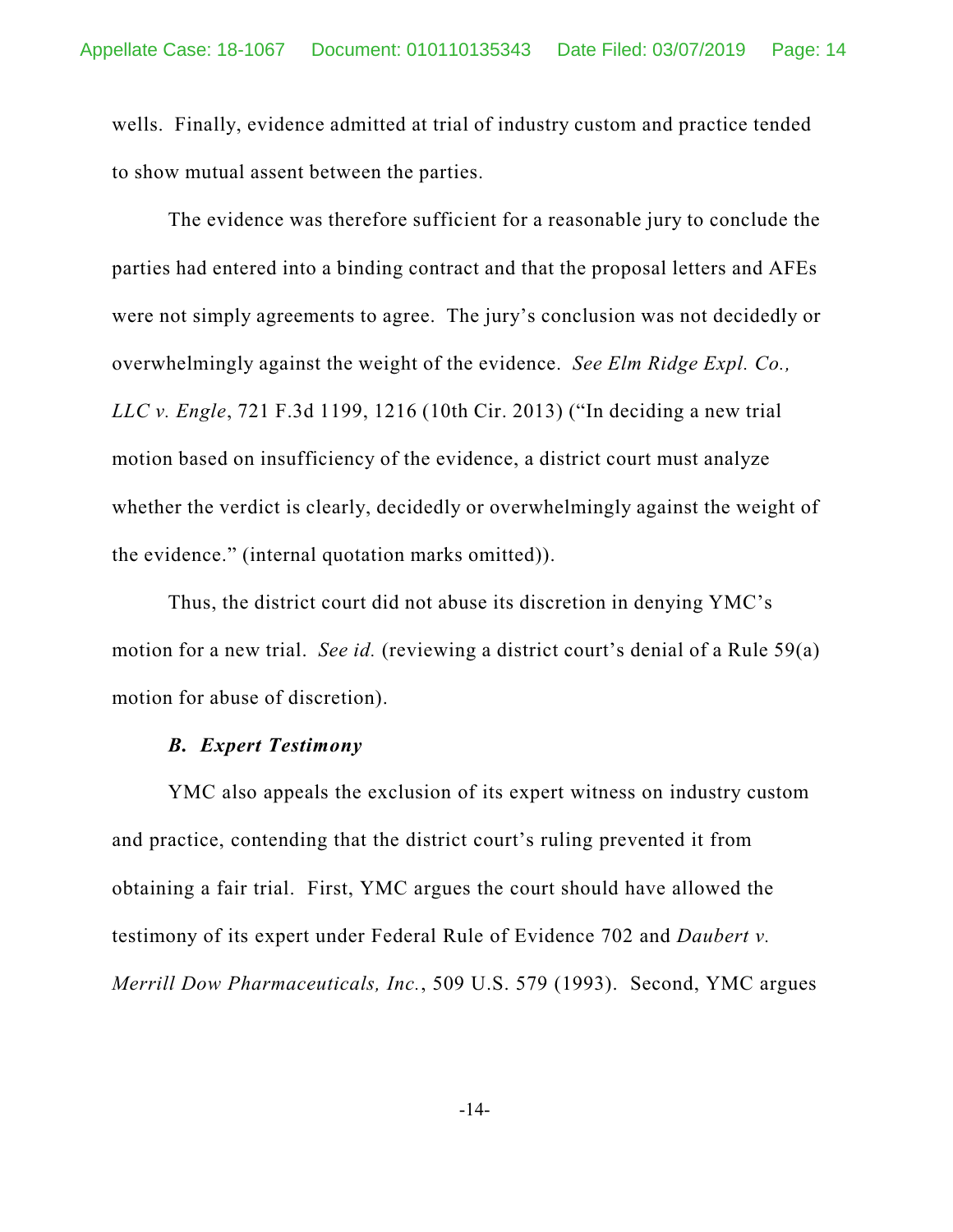wells. Finally, evidence admitted at trial of industry custom and practice tended to show mutual assent between the parties.

The evidence was therefore sufficient for a reasonable jury to conclude the parties had entered into a binding contract and that the proposal letters and AFEs were not simply agreements to agree. The jury's conclusion was not decidedly or overwhelmingly against the weight of the evidence. *See Elm Ridge Expl. Co., LLC v. Engle*, 721 F.3d 1199, 1216 (10th Cir. 2013) ("In deciding a new trial motion based on insufficiency of the evidence, a district court must analyze whether the verdict is clearly, decidedly or overwhelmingly against the weight of the evidence." (internal quotation marks omitted)).

Thus, the district court did not abuse its discretion in denying YMC's motion for a new trial. *See id.* (reviewing a district court's denial of a Rule 59(a) motion for abuse of discretion).

### *B. Expert Testimony*

YMC also appeals the exclusion of its expert witness on industry custom and practice, contending that the district court's ruling prevented it from obtaining a fair trial. First, YMC argues the court should have allowed the testimony of its expert under Federal Rule of Evidence 702 and *Daubert v. Merrill Dow Pharmaceuticals, Inc.*, 509 U.S. 579 (1993). Second, YMC argues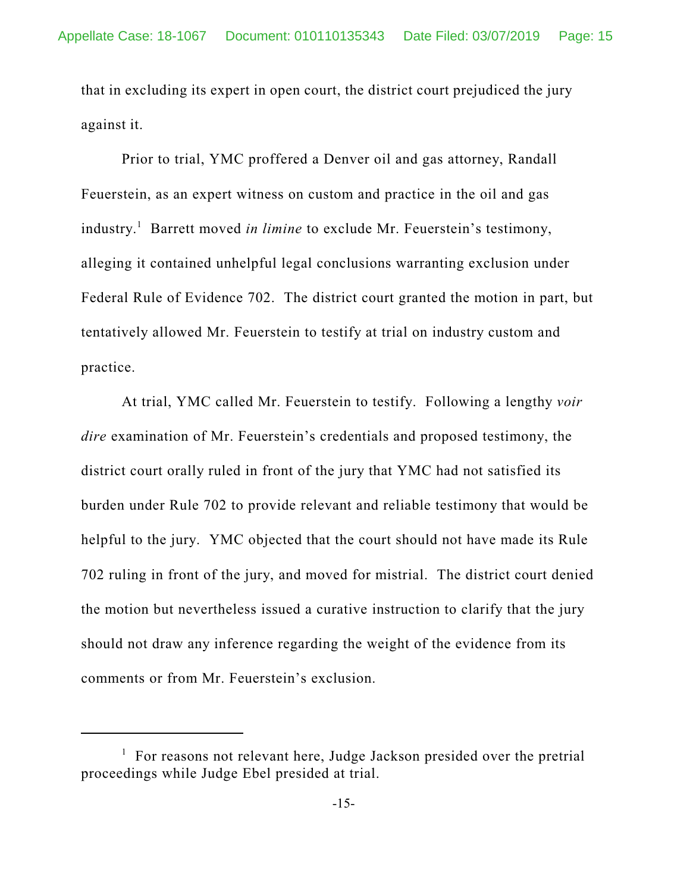that in excluding its expert in open court, the district court prejudiced the jury against it.

Prior to trial, YMC proffered a Denver oil and gas attorney, Randall Feuerstein, as an expert witness on custom and practice in the oil and gas industry.[1] Barrett moved *in limine* to exclude Mr. Feuerstein's testimony, alleging it contained unhelpful legal conclusions warranting exclusion under Federal Rule of Evidence 702. The district court granted the motion in part, but tentatively allowed Mr. Feuerstein to testify at trial on industry custom and practice.

At trial, YMC called Mr. Feuerstein to testify. Following a lengthy *voir dire* examination of Mr. Feuerstein's credentials and proposed testimony, the district court orally ruled in front of the jury that YMC had not satisfied its burden under Rule 702 to provide relevant and reliable testimony that would be helpful to the jury. YMC objected that the court should not have made its Rule 702 ruling in front of the jury, and moved for mistrial. The district court denied the motion but nevertheless issued a curative instruction to clarify that the jury should not draw any inference regarding the weight of the evidence from its comments or from Mr. Feuerstein's exclusion.

---

[1] For reasons not relevant here, Judge Jackson presided over the pretrial proceedings while Judge Ebel presided at trial.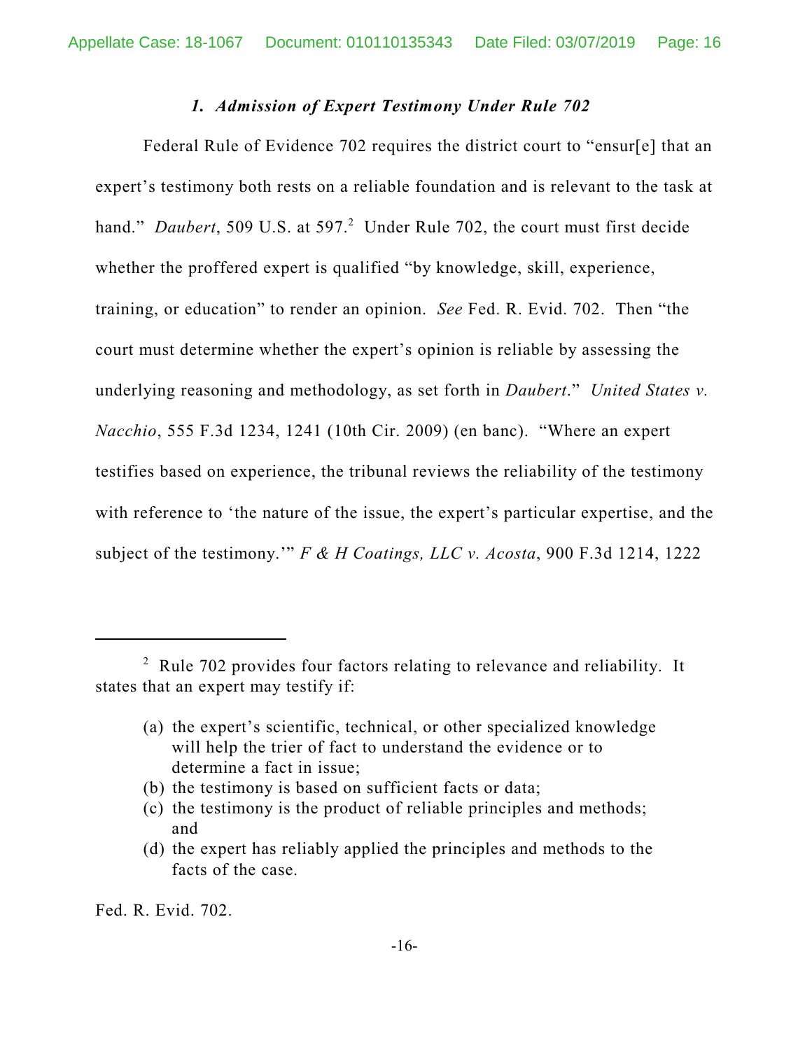### *1. Admission of Expert Testimony Under Rule 702*

Federal Rule of Evidence 702 requires the district court to "ensur[e] that an expert's testimony both rests on a reliable foundation and is relevant to the task at hand." *Daubert*, 509 U.S. at 597.[2] Under Rule 702, the court must first decide whether the proffered expert is qualified "by knowledge, skill, experience, training, or education" to render an opinion. *See* Fed. R. Evid. 702. Then "the court must determine whether the expert's opinion is reliable by assessing the underlying reasoning and methodology, as set forth in *Daubert*." *United States v. Nacchio*, 555 F.3d 1234, 1241 (10th Cir. 2009) (en banc). "Where an expert testifies based on experience, the tribunal reviews the reliability of the testimony with reference to 'the nature of the issue, the expert's particular expertise, and the subject of the testimony.'" *F & H Coatings, LLC v. Acosta*, 900 F.3d 1214, 1222

---

[2] Rule 702 provides four factors relating to relevance and reliability. It states that an expert may testify if:

> (a) the expert's scientific, technical, or other specialized knowledge will help the trier of fact to understand the evidence or to determine a fact in issue;
> (b) the testimony is based on sufficient facts or data;
> (c) the testimony is the product of reliable principles and methods; and
> (d) the expert has reliably applied the principles and methods to the facts of the case.

Fed. R. Evid. 702.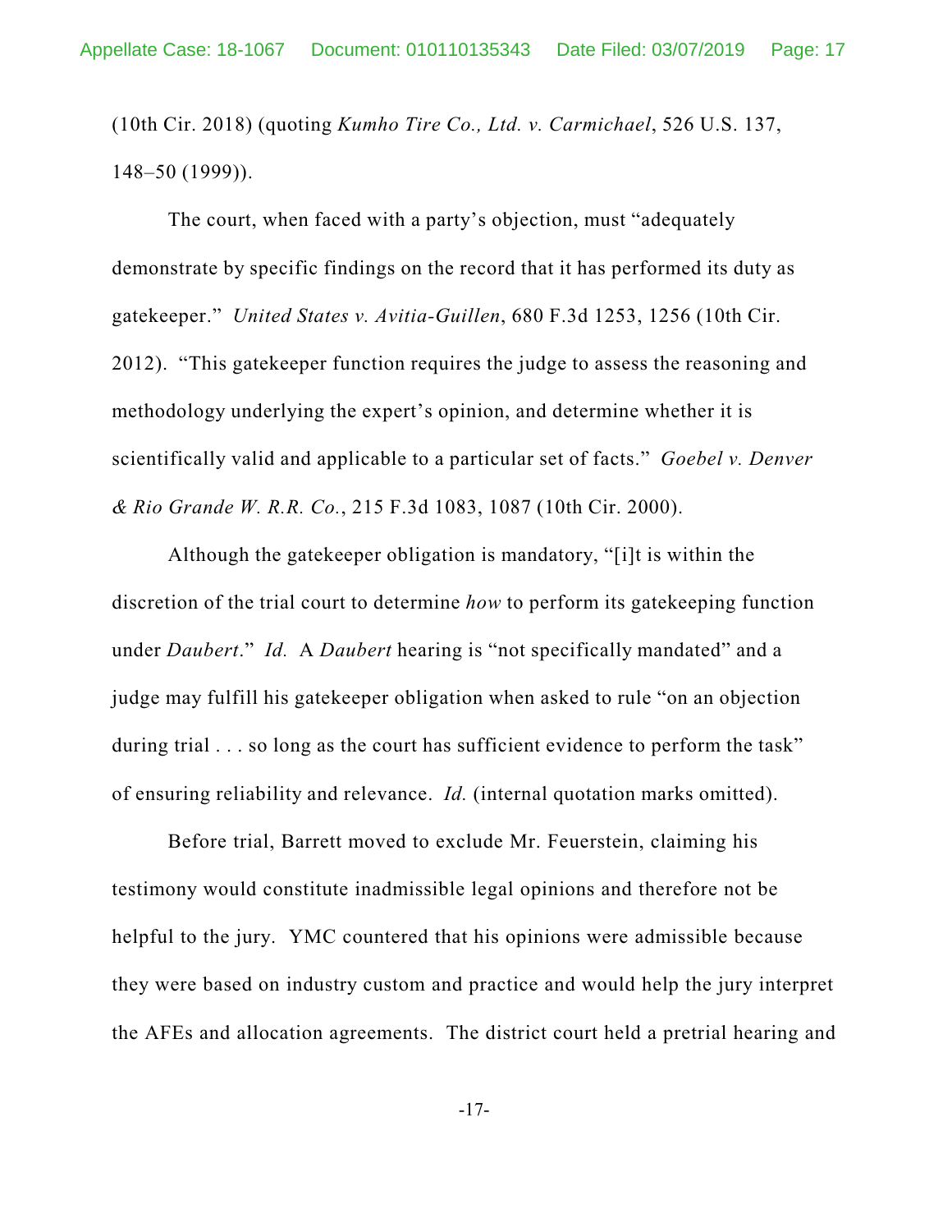(10th Cir. 2018) (quoting *Kumho Tire Co., Ltd. v. Carmichael*, 526 U.S. 137, 148–50 (1999)).

The court, when faced with a party's objection, must "adequately demonstrate by specific findings on the record that it has performed its duty as gatekeeper." *United States v. Avitia-Guillen*, 680 F.3d 1253, 1256 (10th Cir. 2012). "This gatekeeper function requires the judge to assess the reasoning and methodology underlying the expert's opinion, and determine whether it is scientifically valid and applicable to a particular set of facts." *Goebel v. Denver & Rio Grande W. R.R. Co.*, 215 F.3d 1083, 1087 (10th Cir. 2000).

Although the gatekeeper obligation is mandatory, "[i]t is within the discretion of the trial court to determine *how* to perform its gatekeeping function under *Daubert*." *Id.* A *Daubert* hearing is "not specifically mandated" and a judge may fulfill his gatekeeper obligation when asked to rule "on an objection during trial . . . so long as the court has sufficient evidence to perform the task" of ensuring reliability and relevance. *Id.* (internal quotation marks omitted).

Before trial, Barrett moved to exclude Mr. Feuerstein, claiming his testimony would constitute inadmissible legal opinions and therefore not be helpful to the jury. YMC countered that his opinions were admissible because they were based on industry custom and practice and would help the jury interpret the AFEs and allocation agreements. The district court held a pretrial hearing and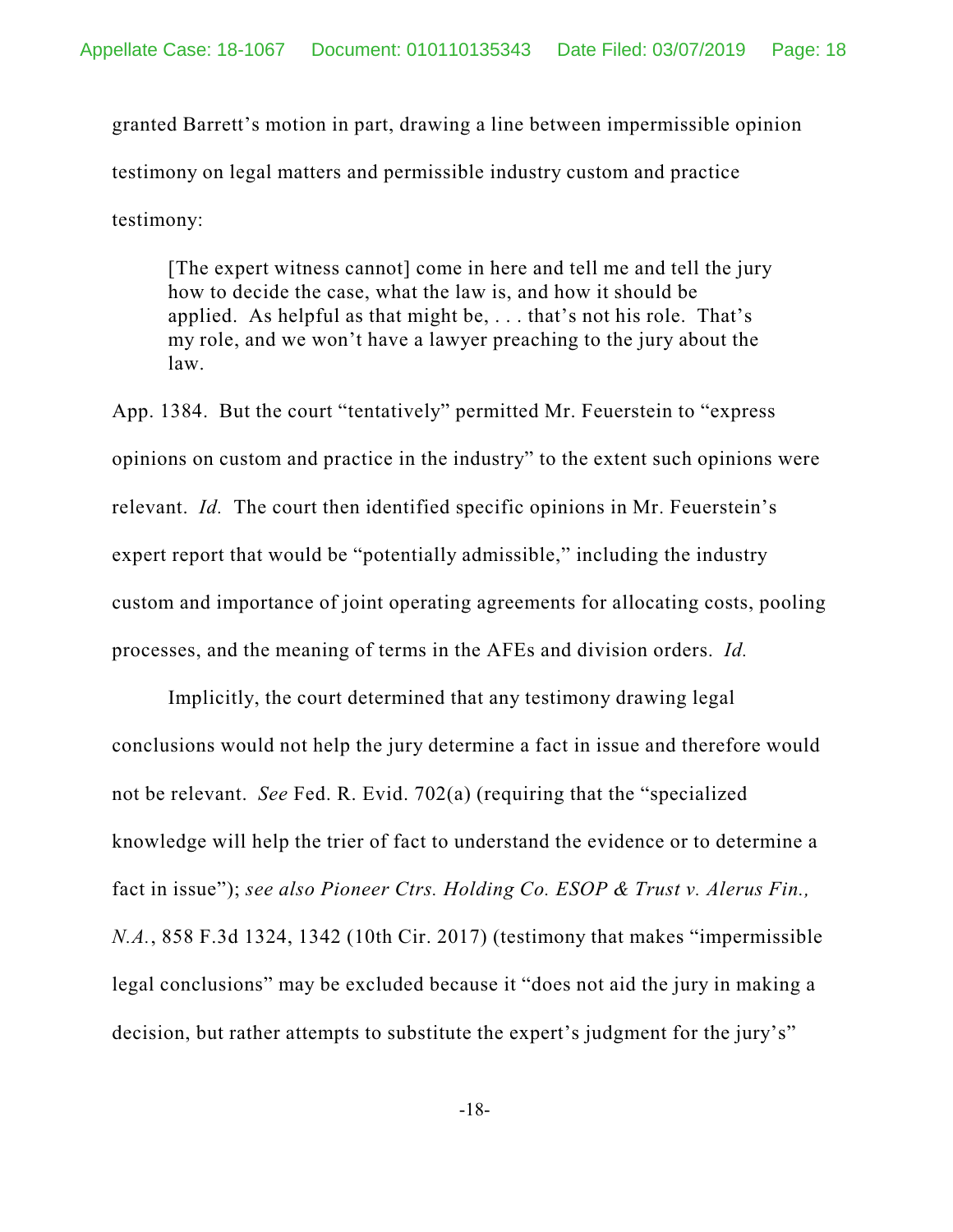granted Barrett's motion in part, drawing a line between impermissible opinion testimony on legal matters and permissible industry custom and practice testimony:

> [The expert witness cannot] come in here and tell me and tell the jury how to decide the case, what the law is, and how it should be applied. As helpful as that might be, . . . that's not his role. That's my role, and we won't have a lawyer preaching to the jury about the law.

App. 1384. But the court "tentatively" permitted Mr. Feuerstein to "express opinions on custom and practice in the industry" to the extent such opinions were relevant. *Id.* The court then identified specific opinions in Mr. Feuerstein's expert report that would be "potentially admissible," including the industry custom and importance of joint operating agreements for allocating costs, pooling processes, and the meaning of terms in the AFEs and division orders. *Id.*

Implicitly, the court determined that any testimony drawing legal conclusions would not help the jury determine a fact in issue and therefore would not be relevant. *See* Fed. R. Evid. 702(a) (requiring that the "specialized knowledge will help the trier of fact to understand the evidence or to determine a fact in issue"); *see also Pioneer Ctrs. Holding Co. ESOP & Trust v. Alerus Fin., N.A.*, 858 F.3d 1324, 1342 (10th Cir. 2017) (testimony that makes "impermissible legal conclusions" may be excluded because it "does not aid the jury in making a decision, but rather attempts to substitute the expert's judgment for the jury's"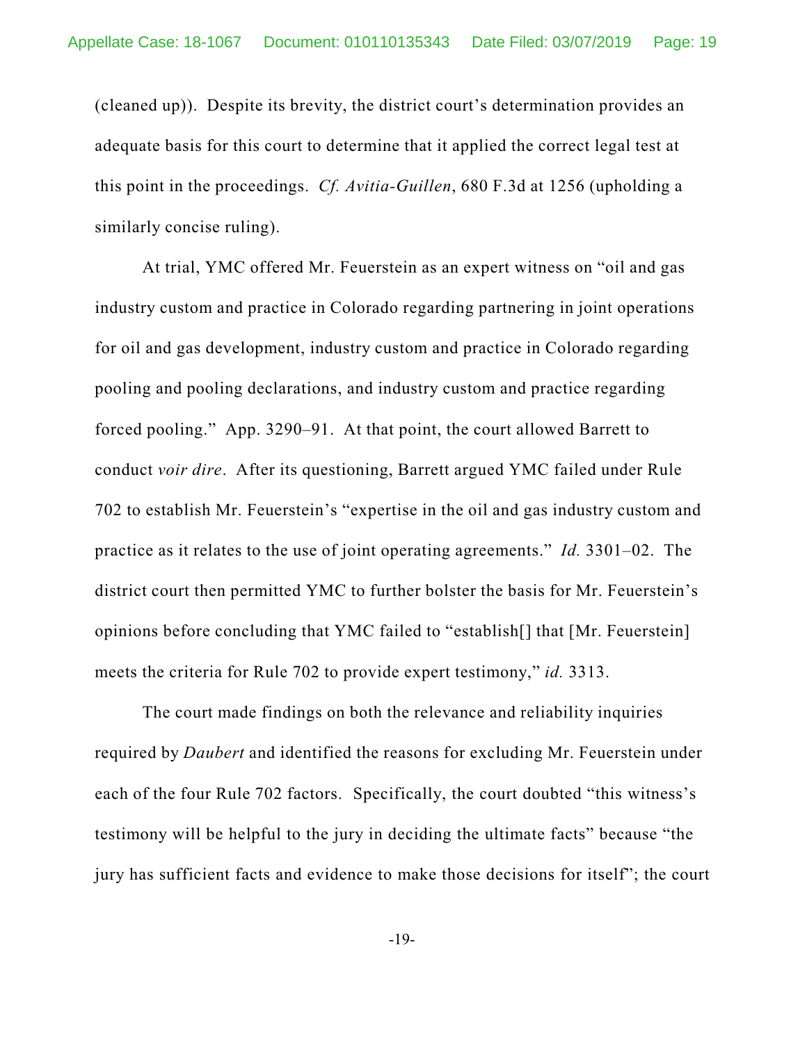(cleaned up)). Despite its brevity, the district court's determination provides an adequate basis for this court to determine that it applied the correct legal test at this point in the proceedings. *Cf. Avitia-Guillen*, 680 F.3d at 1256 (upholding a similarly concise ruling).

At trial, YMC offered Mr. Feuerstein as an expert witness on "oil and gas industry custom and practice in Colorado regarding partnering in joint operations for oil and gas development, industry custom and practice in Colorado regarding pooling and pooling declarations, and industry custom and practice regarding forced pooling." App. 3290–91. At that point, the court allowed Barrett to conduct *voir dire*. After its questioning, Barrett argued YMC failed under Rule 702 to establish Mr. Feuerstein's "expertise in the oil and gas industry custom and practice as it relates to the use of joint operating agreements." *Id.* 3301–02. The district court then permitted YMC to further bolster the basis for Mr. Feuerstein's opinions before concluding that YMC failed to "establish[] that [Mr. Feuerstein] meets the criteria for Rule 702 to provide expert testimony," *id.* 3313.

The court made findings on both the relevance and reliability inquiries required by *Daubert* and identified the reasons for excluding Mr. Feuerstein under each of the four Rule 702 factors. Specifically, the court doubted "this witness's testimony will be helpful to the jury in deciding the ultimate facts" because "the jury has sufficient facts and evidence to make those decisions for itself"; the court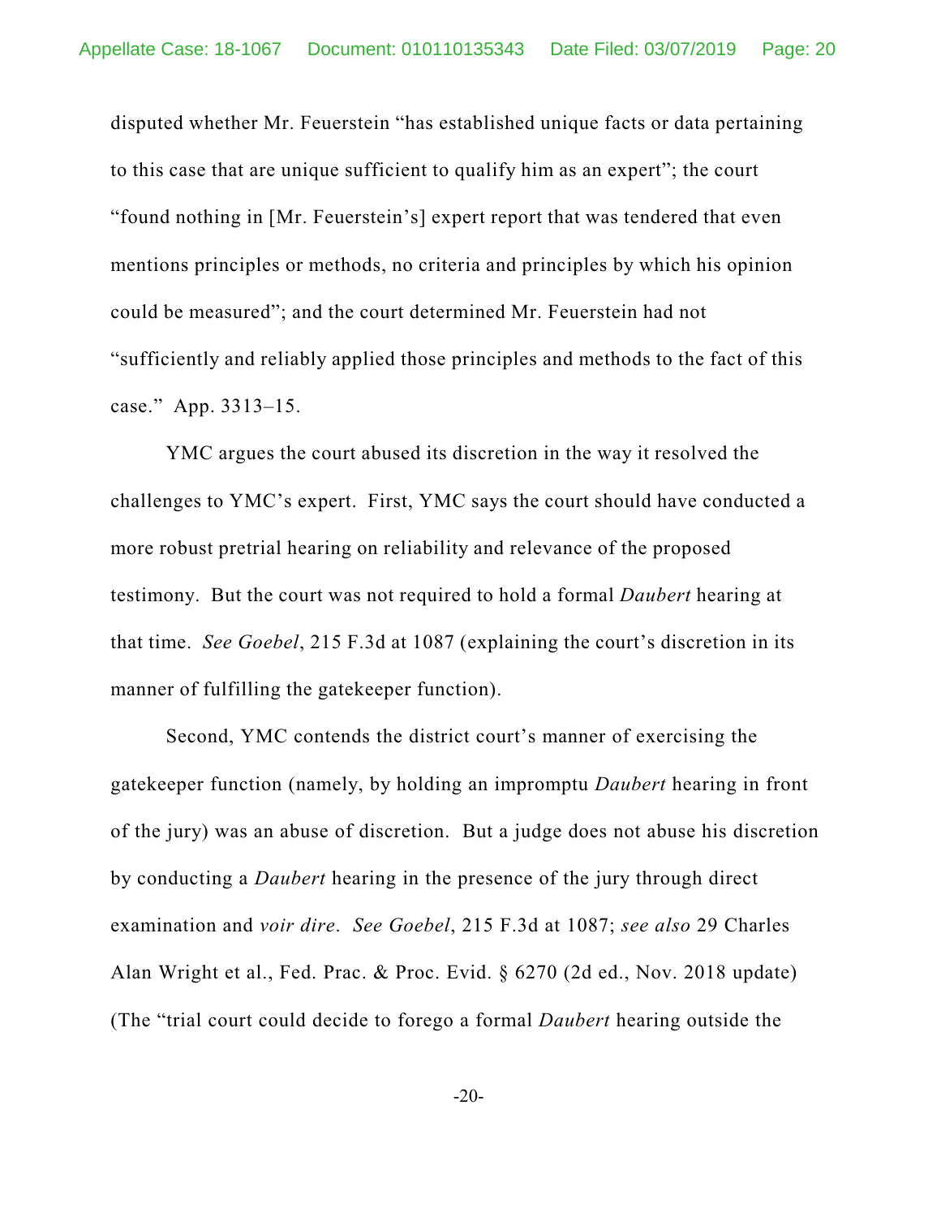disputed whether Mr. Feuerstein "has established unique facts or data pertaining to this case that are unique sufficient to qualify him as an expert"; the court "found nothing in [Mr. Feuerstein's] expert report that was tendered that even mentions principles or methods, no criteria and principles by which his opinion could be measured"; and the court determined Mr. Feuerstein had not "sufficiently and reliably applied those principles and methods to the fact of this case." App. 3313–15.

YMC argues the court abused its discretion in the way it resolved the challenges to YMC's expert. First, YMC says the court should have conducted a more robust pretrial hearing on reliability and relevance of the proposed testimony. But the court was not required to hold a formal *Daubert* hearing at that time. *See Goebel*, 215 F.3d at 1087 (explaining the court's discretion in its manner of fulfilling the gatekeeper function).

Second, YMC contends the district court's manner of exercising the gatekeeper function (namely, by holding an impromptu *Daubert* hearing in front of the jury) was an abuse of discretion. But a judge does not abuse his discretion by conducting a *Daubert* hearing in the presence of the jury through direct examination and *voir dire*. *See Goebel*, 215 F.3d at 1087; *see also* 29 Charles Alan Wright et al., Fed. Prac. & Proc. Evid. § 6270 (2d ed., Nov. 2018 update) (The "trial court could decide to forego a formal *Daubert* hearing outside the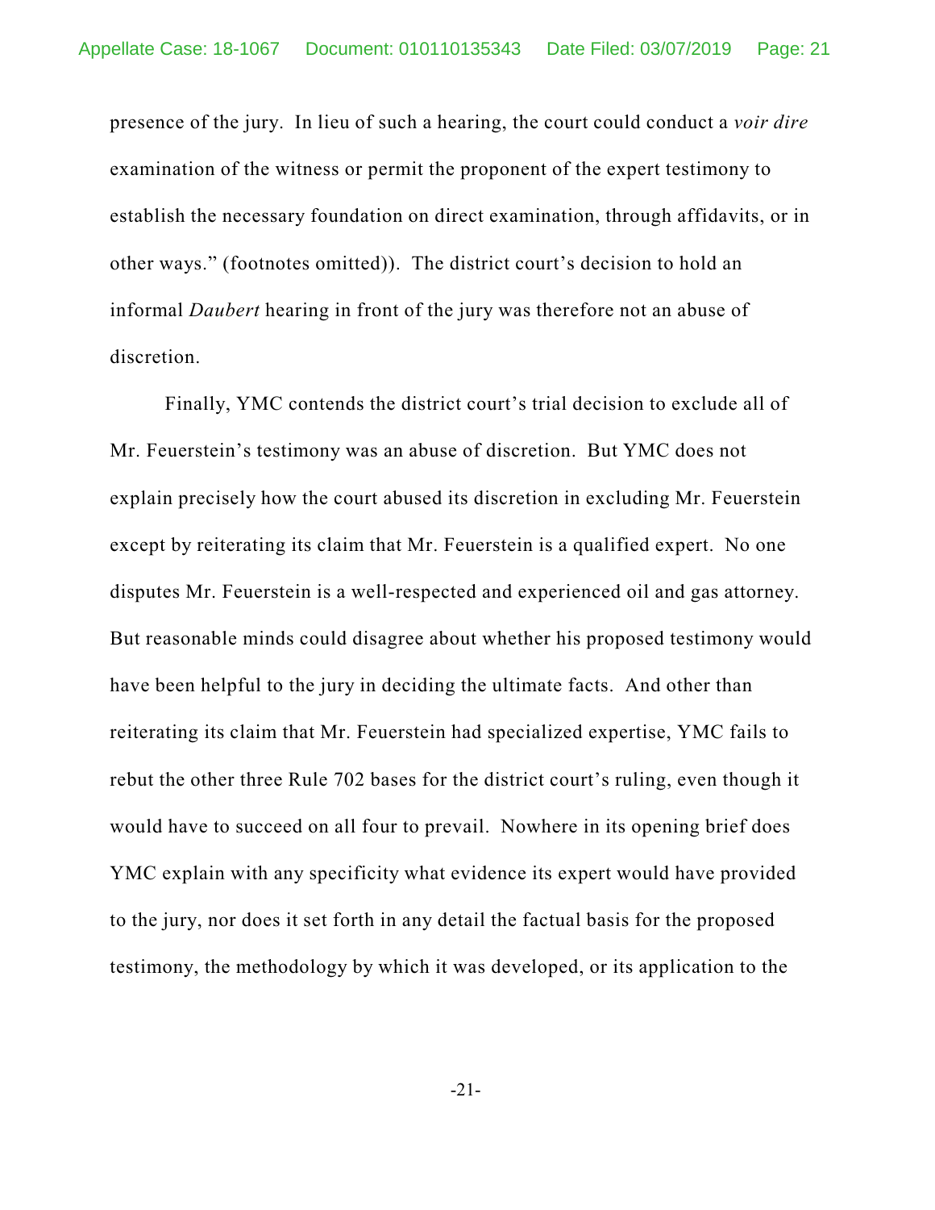presence of the jury. In lieu of such a hearing, the court could conduct a *voir dire* examination of the witness or permit the proponent of the expert testimony to establish the necessary foundation on direct examination, through affidavits, or in other ways." (footnotes omitted)). The district court's decision to hold an informal *Daubert* hearing in front of the jury was therefore not an abuse of discretion.

Finally, YMC contends the district court's trial decision to exclude all of Mr. Feuerstein's testimony was an abuse of discretion. But YMC does not explain precisely how the court abused its discretion in excluding Mr. Feuerstein except by reiterating its claim that Mr. Feuerstein is a qualified expert. No one disputes Mr. Feuerstein is a well-respected and experienced oil and gas attorney. But reasonable minds could disagree about whether his proposed testimony would have been helpful to the jury in deciding the ultimate facts. And other than reiterating its claim that Mr. Feuerstein had specialized expertise, YMC fails to rebut the other three Rule 702 bases for the district court's ruling, even though it would have to succeed on all four to prevail. Nowhere in its opening brief does YMC explain with any specificity what evidence its expert would have provided to the jury, nor does it set forth in any detail the factual basis for the proposed testimony, the methodology by which it was developed, or its application to the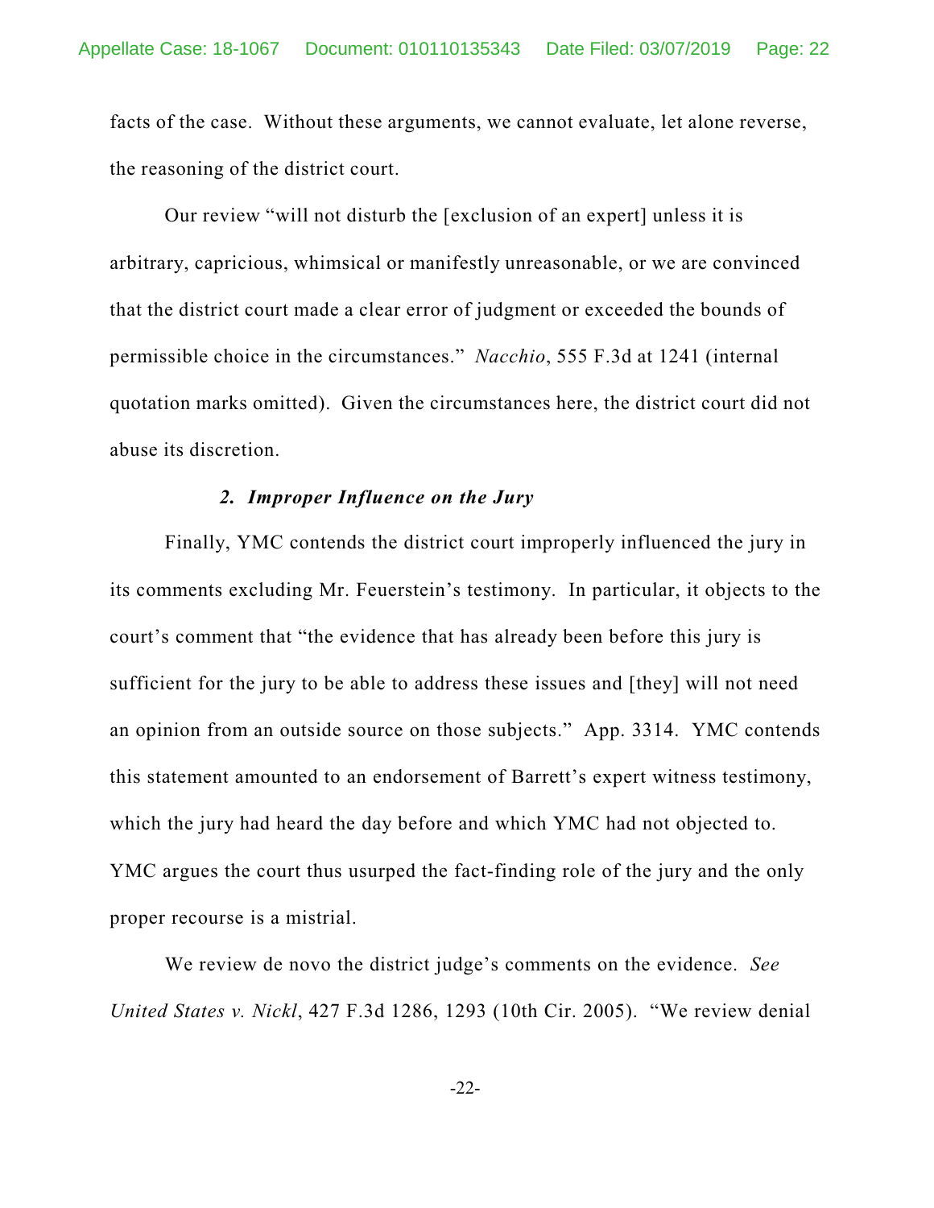facts of the case. Without these arguments, we cannot evaluate, let alone reverse, the reasoning of the district court.

Our review "will not disturb the [exclusion of an expert] unless it is arbitrary, capricious, whimsical or manifestly unreasonable, or we are convinced that the district court made a clear error of judgment or exceeded the bounds of permissible choice in the circumstances." *Nacchio*, 555 F.3d at 1241 (internal quotation marks omitted). Given the circumstances here, the district court did not abuse its discretion.

#### *2. Improper Influence on the Jury*

Finally, YMC contends the district court improperly influenced the jury in its comments excluding Mr. Feuerstein's testimony. In particular, it objects to the court's comment that "the evidence that has already been before this jury is sufficient for the jury to be able to address these issues and [they] will not need an opinion from an outside source on those subjects." App. 3314. YMC contends this statement amounted to an endorsement of Barrett's expert witness testimony, which the jury had heard the day before and which YMC had not objected to. YMC argues the court thus usurped the fact-finding role of the jury and the only proper recourse is a mistrial.

We review de novo the district judge's comments on the evidence. *See United States v. Nickl*, 427 F.3d 1286, 1293 (10th Cir. 2005). "We review denial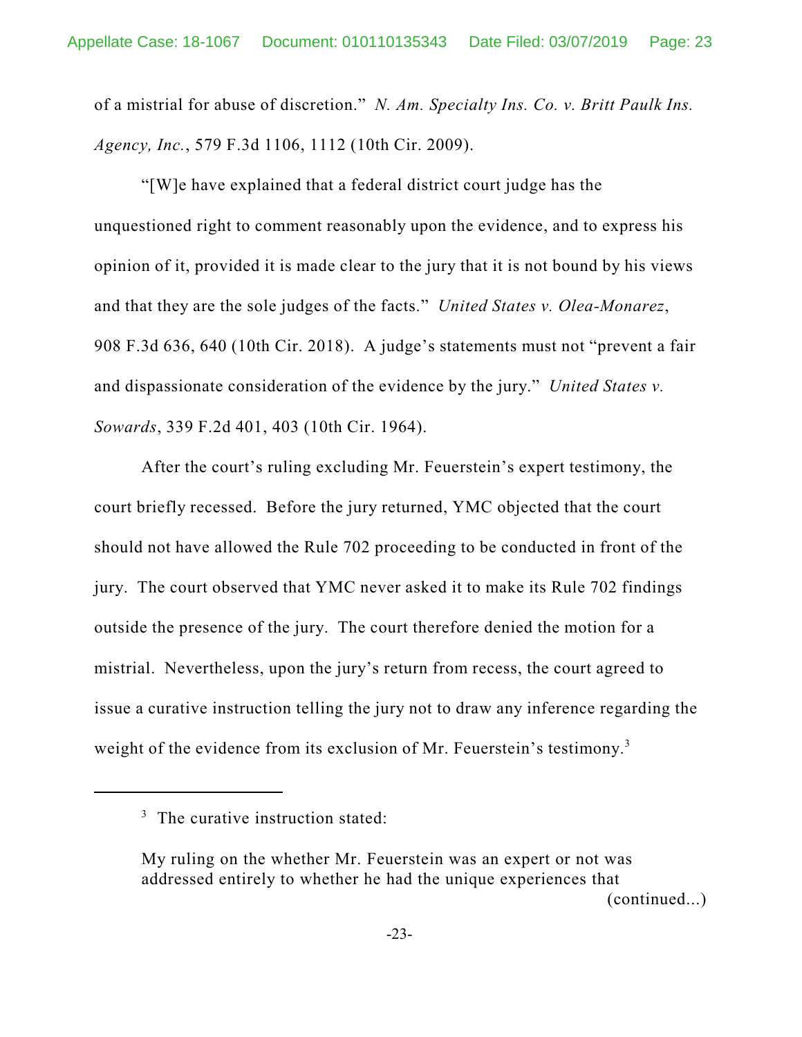of a mistrial for abuse of discretion." *N. Am. Specialty Ins. Co. v. Britt Paulk Ins. Agency, Inc.*, 579 F.3d 1106, 1112 (10th Cir. 2009).

"[W]e have explained that a federal district court judge has the unquestioned right to comment reasonably upon the evidence, and to express his opinion of it, provided it is made clear to the jury that it is not bound by his views and that they are the sole judges of the facts." *United States v. Olea-Monarez*, 908 F.3d 636, 640 (10th Cir. 2018). A judge's statements must not "prevent a fair and dispassionate consideration of the evidence by the jury." *United States v. Sowards*, 339 F.2d 401, 403 (10th Cir. 1964).

After the court's ruling excluding Mr. Feuerstein's expert testimony, the court briefly recessed. Before the jury returned, YMC objected that the court should not have allowed the Rule 702 proceeding to be conducted in front of the jury. The court observed that YMC never asked it to make its Rule 702 findings outside the presence of the jury. The court therefore denied the motion for a mistrial. Nevertheless, upon the jury's return from recess, the court agreed to issue a curative instruction telling the jury not to draw any inference regarding the weight of the evidence from its exclusion of Mr. Feuerstein's testimony.[3]

---

[3] The curative instruction stated:

> My ruling on the whether Mr. Feuerstein was an expert or not was addressed entirely to whether he had the unique experiences that

(continued...)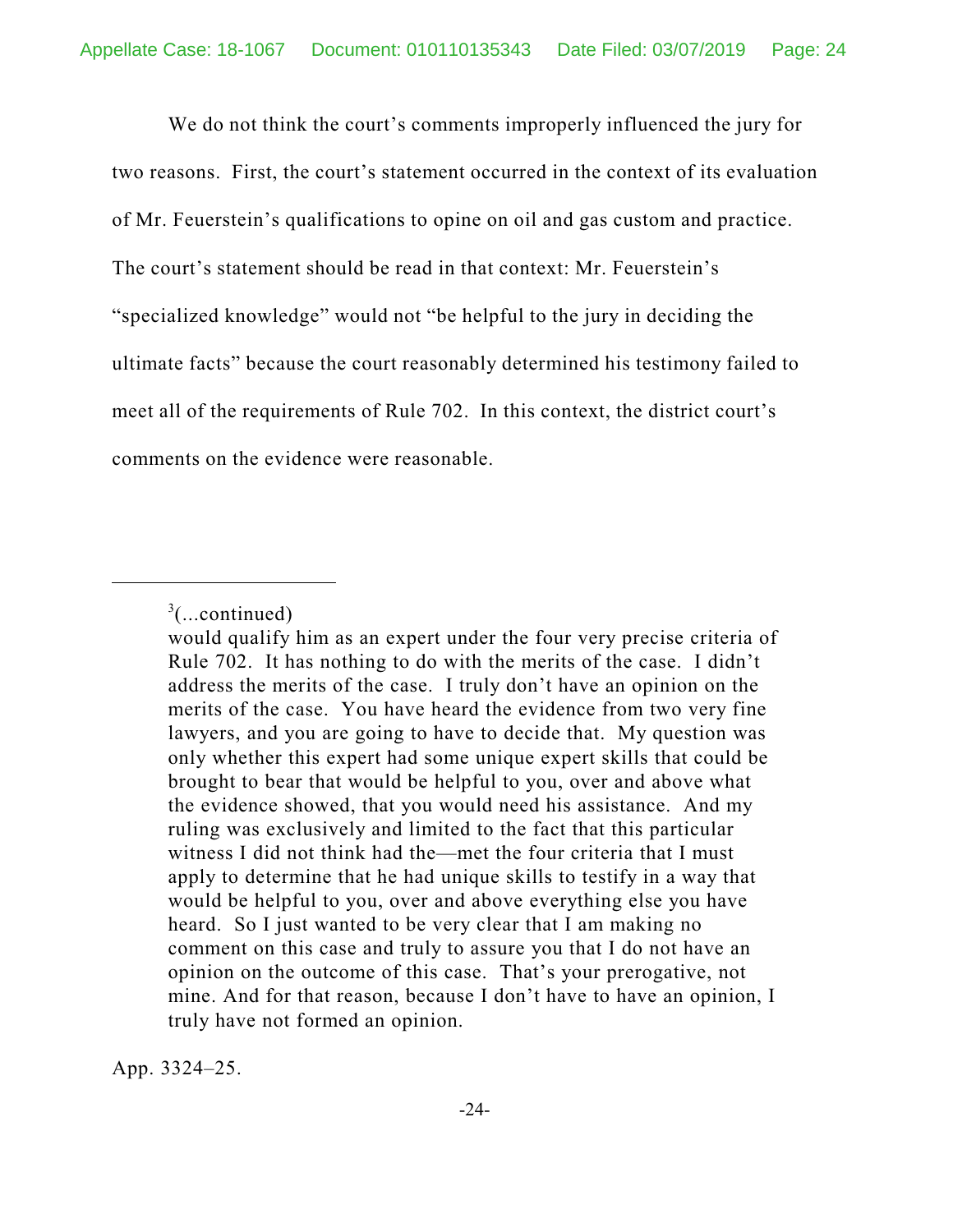We do not think the court's comments improperly influenced the jury for two reasons. First, the court's statement occurred in the context of its evaluation of Mr. Feuerstein's qualifications to opine on oil and gas custom and practice. The court's statement should be read in that context: Mr. Feuerstein's "specialized knowledge" would not "be helpful to the jury in deciding the ultimate facts" because the court reasonably determined his testimony failed to meet all of the requirements of Rule 702. In this context, the district court's comments on the evidence were reasonable.

---

[3](...continued)

> would qualify him as an expert under the four very precise criteria of Rule 702. It has nothing to do with the merits of the case. I didn't address the merits of the case. I truly don't have an opinion on the merits of the case. You have heard the evidence from two very fine lawyers, and you are going to have to decide that. My question was only whether this expert had some unique expert skills that could be brought to bear that would be helpful to you, over and above what the evidence showed, that you would need his assistance. And my ruling was exclusively and limited to the fact that this particular witness I did not think had the—met the four criteria that I must apply to determine that he had unique skills to testify in a way that would be helpful to you, over and above everything else you have heard. So I just wanted to be very clear that I am making no comment on this case and truly to assure you that I do not have an opinion on the outcome of this case. That's your prerogative, not mine. And for that reason, because I don't have to have an opinion, I truly have not formed an opinion.

App. 3324–25.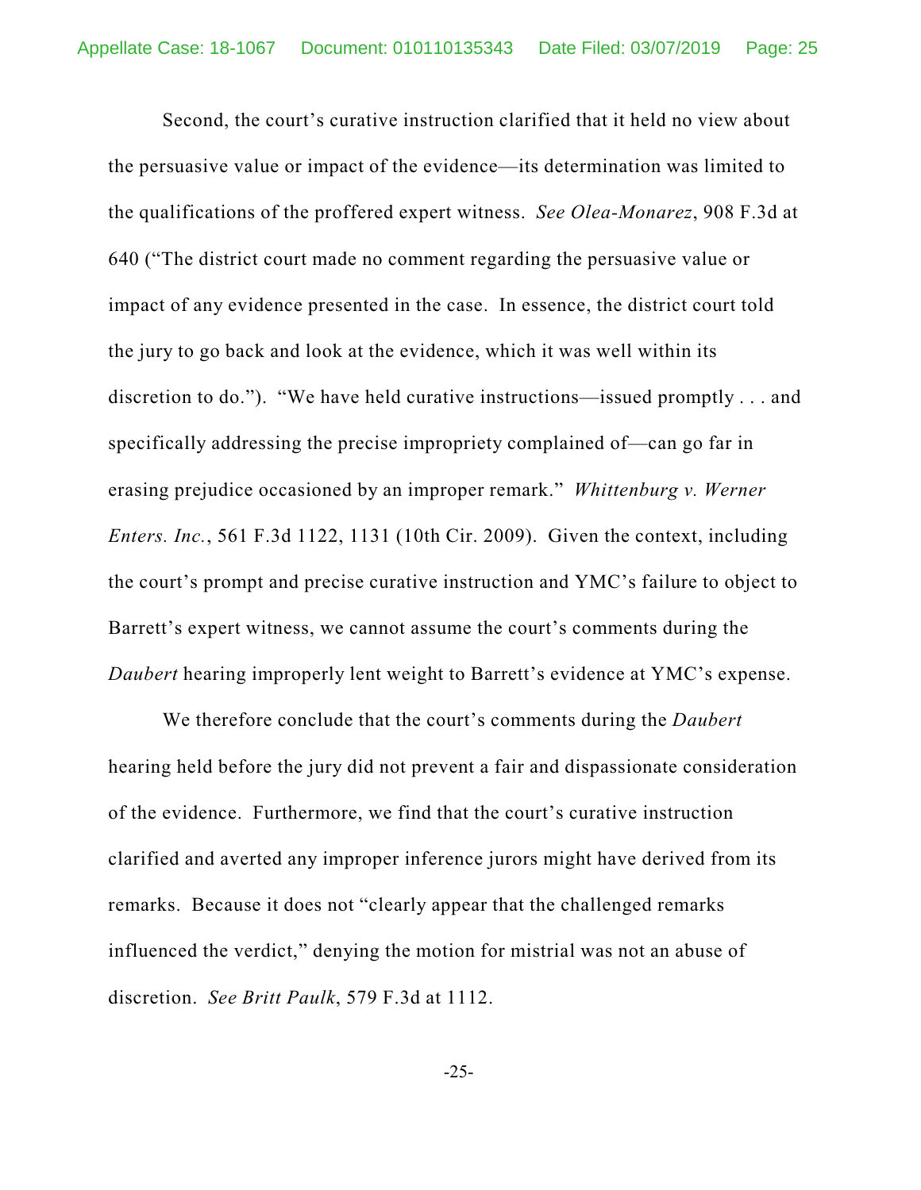Second, the court's curative instruction clarified that it held no view about the persuasive value or impact of the evidence—its determination was limited to the qualifications of the proffered expert witness. *See Olea-Monarez*, 908 F.3d at 640 ("The district court made no comment regarding the persuasive value or impact of any evidence presented in the case. In essence, the district court told the jury to go back and look at the evidence, which it was well within its discretion to do."). "We have held curative instructions—issued promptly . . . and specifically addressing the precise impropriety complained of—can go far in erasing prejudice occasioned by an improper remark." *Whittenburg v. Werner Enters. Inc.*, 561 F.3d 1122, 1131 (10th Cir. 2009). Given the context, including the court's prompt and precise curative instruction and YMC's failure to object to Barrett's expert witness, we cannot assume the court's comments during the *Daubert* hearing improperly lent weight to Barrett's evidence at YMC's expense.

We therefore conclude that the court's comments during the *Daubert* hearing held before the jury did not prevent a fair and dispassionate consideration of the evidence. Furthermore, we find that the court's curative instruction clarified and averted any improper inference jurors might have derived from its remarks. Because it does not "clearly appear that the challenged remarks influenced the verdict," denying the motion for mistrial was not an abuse of discretion. *See Britt Paulk*, 579 F.3d at 1112.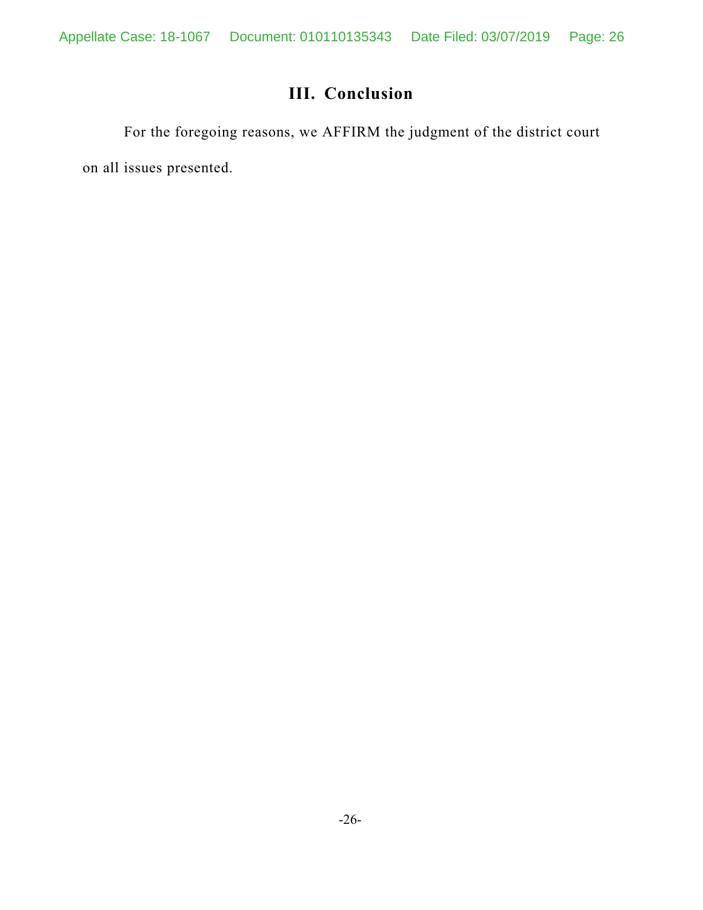## III. Conclusion

For the foregoing reasons, we AFFIRM the judgment of the district court on all issues presented.